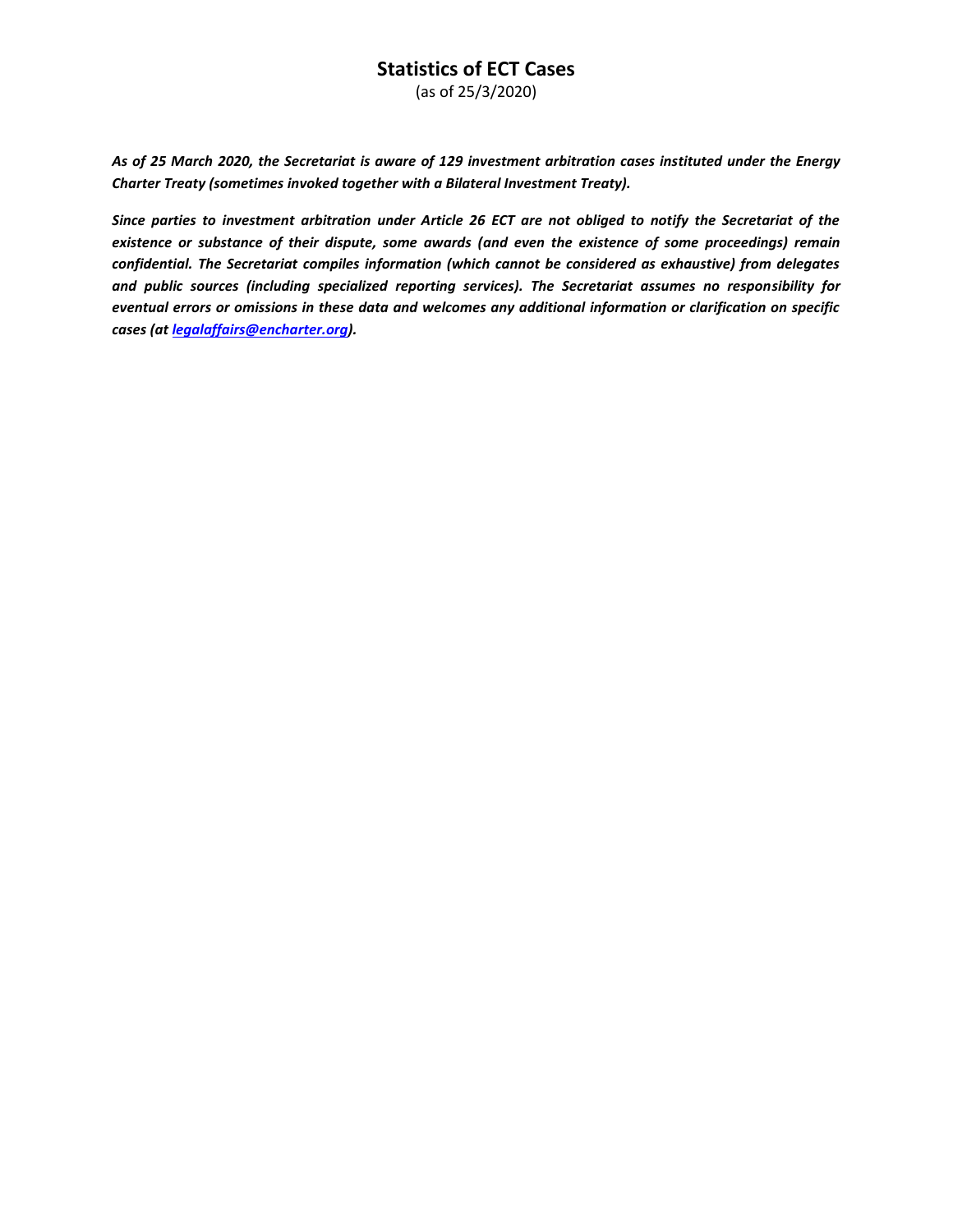# Statistics of ECT Cases

(as of 25/3/2020)

***As of 25 March 2020, the Secretariat is aware of 129 investment arbitration cases instituted under the Energy Charter Treaty (sometimes invoked together with a Bilateral Investment Treaty).***

***Since parties to investment arbitration under Article 26 ECT are not obliged to notify the Secretariat of the existence or substance of their dispute, some awards (and even the existence of some proceedings) remain confidential. The Secretariat compiles information (which cannot be considered as exhaustive) from delegates and public sources (including specialized reporting services). The Secretariat assumes no responsibility for eventual errors or omissions in these data and welcomes any additional information or clarification on specific cases (at [legalaffairs@encharter.org](mailto:legalaffairs@encharter.org)).***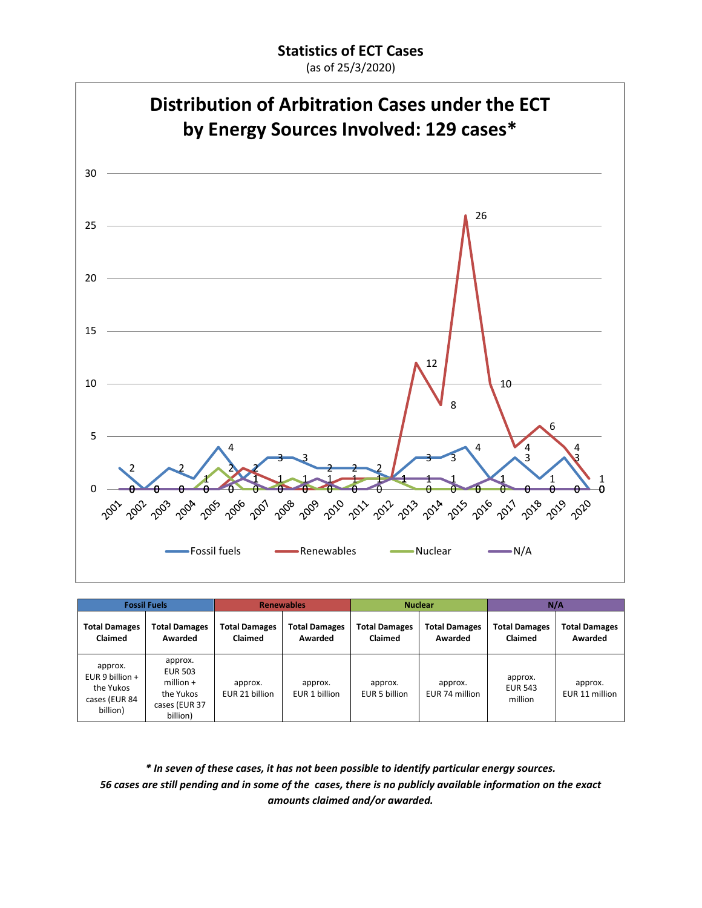# Statistics of ECT Cases

(as of 25/3/2020)

## Distribution of Arbitration Cases under the ECT by Energy Sources Involved: 129 cases*

| Fossil Fuels | | Renewables | | Nuclear | | N/A | |
|---|---|---|---|---|---|---|---|
| Total Damages Claimed | Total Damages Awarded | Total Damages Claimed | Total Damages Awarded | Total Damages Claimed | Total Damages Awarded | Total Damages Claimed | Total Damages Awarded |
| approx. EUR 9 billion + the Yukos cases (EUR 84 billion) | approx. EUR 503 million + the Yukos cases (EUR 37 billion) | approx. EUR 21 billion | approx. EUR 1 billion | approx. EUR 5 billion | approx. EUR 74 million | approx. EUR 543 million | approx. EUR 11 million |

*\* In seven of these cases, it has not been possible to identify particular energy sources.*
*56 cases are still pending and in some of the cases, there is no publicly available information on the exact amounts claimed and/or awarded.*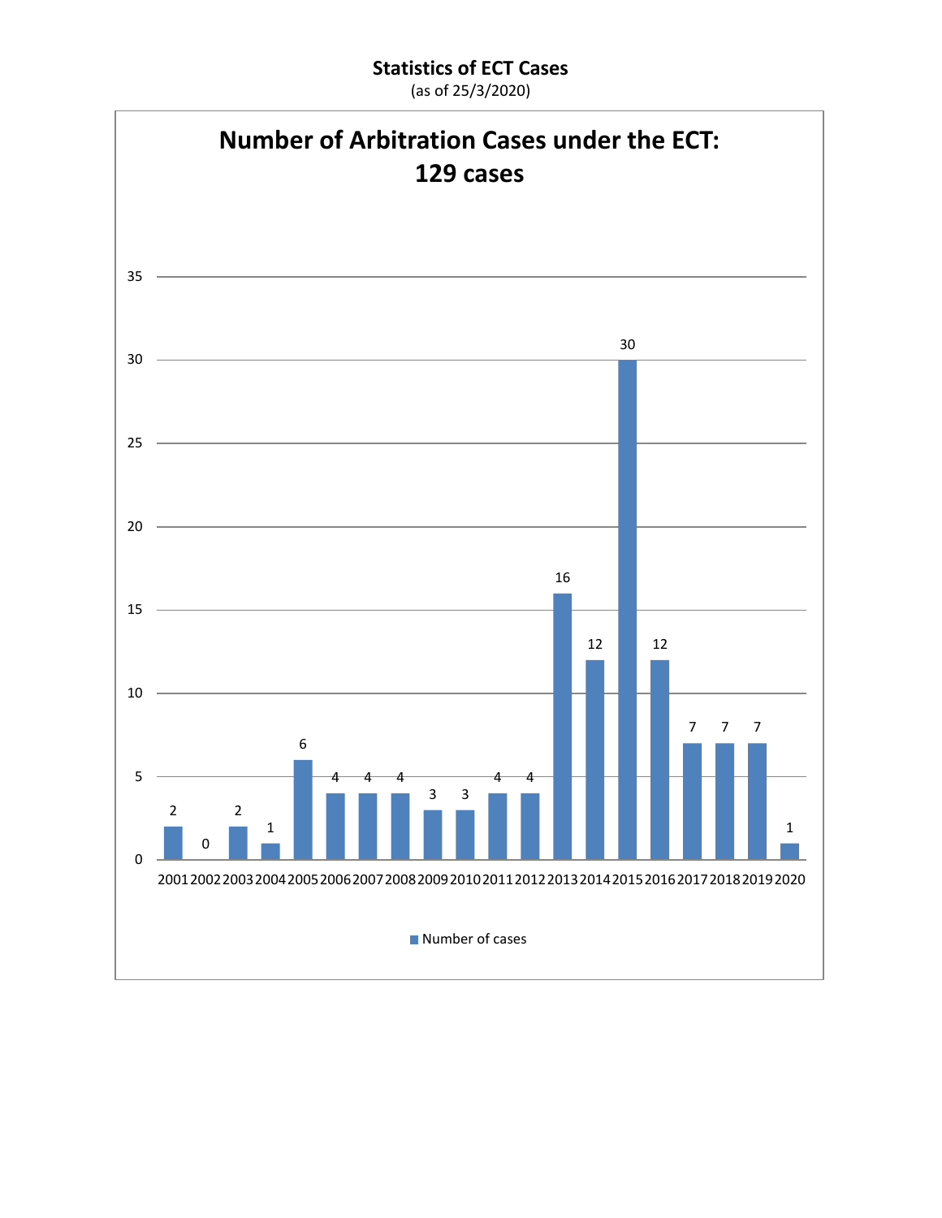**Statistics of ECT Cases**

(as of 25/3/2020)

## Number of Arbitration Cases under the ECT: 129 cases

| Year | Number of cases |
|---|---|
| 2001 | 2 |
| 2002 | 0 |
| 2003 | 2 |
| 2004 | 1 |
| 2005 | 6 |
| 2006 | 4 |
| 2007 | 4 |
| 2008 | 4 |
| 2009 | 3 |
| 2010 | 3 |
| 2011 | 4 |
| 2012 | 4 |
| 2013 | 16 |
| 2014 | 12 |
| 2015 | 30 |
| 2016 | 12 |
| 2017 | 7 |
| 2018 | 7 |
| 2019 | 7 |
| 2020 | 1 |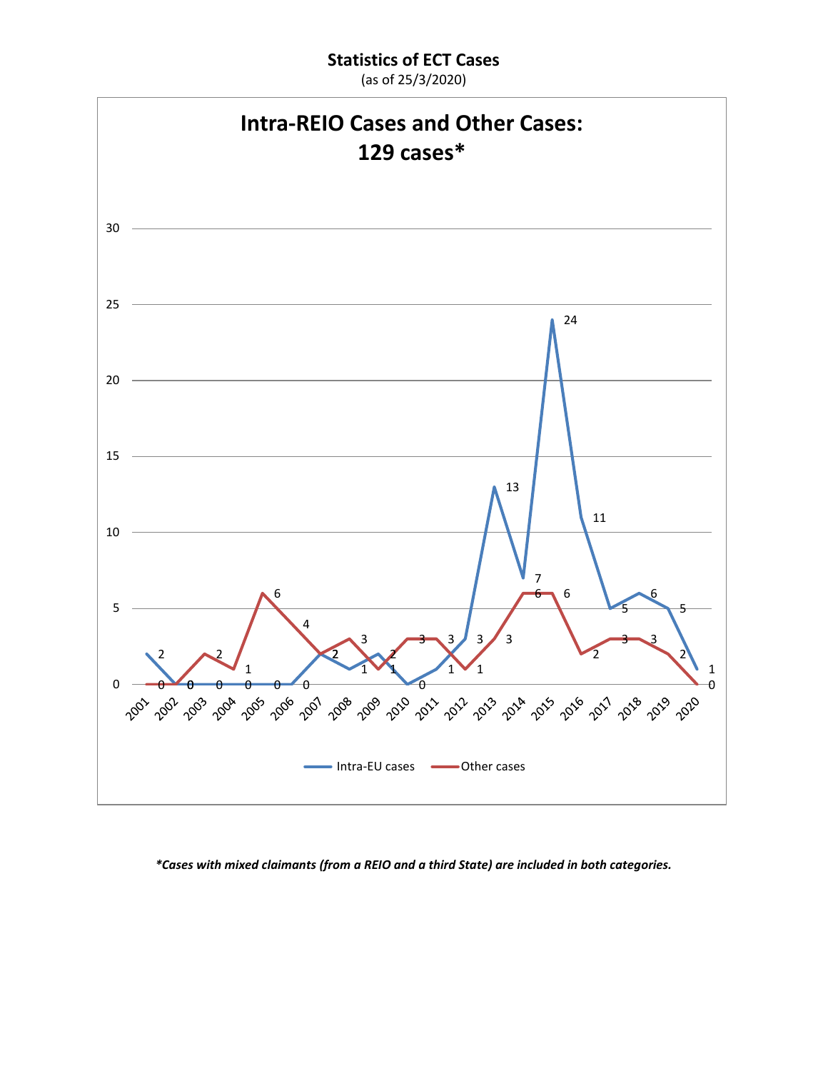# Statistics of ECT Cases

(as of 25/3/2020)

## Intra-REIO Cases and Other Cases: 129 cases*

| Year | Intra-EU cases | Other cases |
|---|---|---|
| 2001 | 2 | 0 |
| 2002 | 0 | 0 |
| 2003 | 0 | 2 |
| 2004 | 0 | 1 |
| 2005 | 0 | 6 |
| 2006 | 0 | 4 |
| 2007 | 2 | 2 |
| 2008 | 1 | 3 |
| 2009 | 2 | 1 |
| 2010 | 0 | 3 |
| 2011 | 1 | 3 |
| 2012 | 3 | 1 |
| 2013 | 13 | 3 |
| 2014 | 7 | 6 |
| 2015 | 24 | 6 |
| 2016 | 11 | 2 |
| 2017 | 5 | 3 |
| 2018 | 6 | 3 |
| 2019 | 5 | 2 |
| 2020 | 1 | 0 |

*\*Cases with mixed claimants (from a REIO and a third State) are included in both categories.*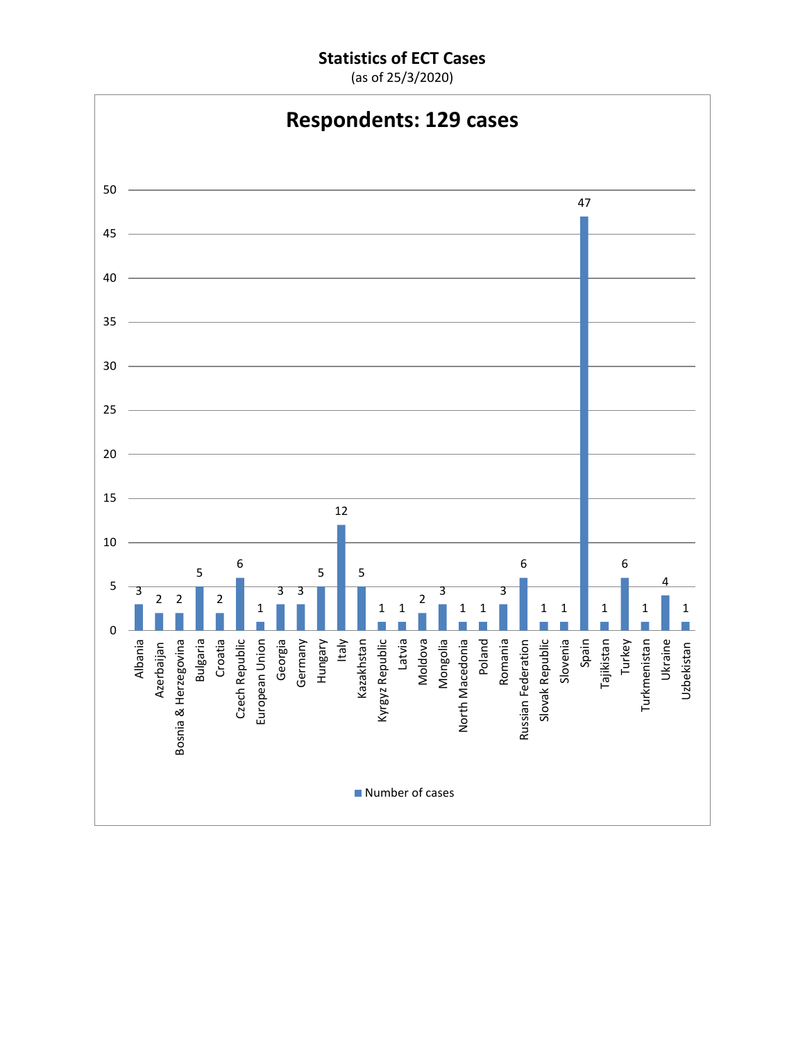**Statistics of ECT Cases**

(as of 25/3/2020)

## Respondents: 129 cases

| Country | Number of cases |
|---|---|
| Albania | 3 |
| Azerbaijan | 2 |
| Bosnia & Herzegovina | 2 |
| Bulgaria | 5 |
| Croatia | 2 |
| Czech Republic | 6 |
| European Union | 1 |
| Georgia | 3 |
| Germany | 3 |
| Hungary | 5 |
| Italy | 12 |
| Kazakhstan | 5 |
| Kyrgyz Republic | 1 |
| Latvia | 1 |
| Moldova | 2 |
| Mongolia | 3 |
| North Macedonia | 1 |
| Poland | 1 |
| Romania | 3 |
| Russian Federation | 6 |
| Slovak Republic | 1 |
| Slovenia | 1 |
| Spain | 47 |
| Tajikistan | 1 |
| Turkey | 6 |
| Turkmenistan | 1 |
| Ukraine | 4 |
| Uzbekistan | 1 |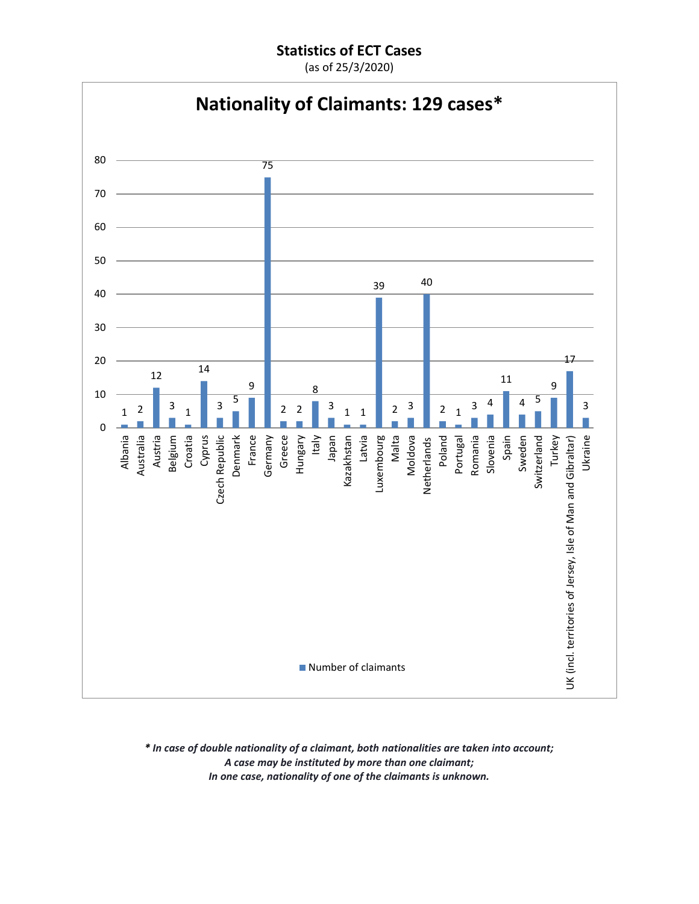**Statistics of ECT Cases**
(as of 25/3/2020)

## Nationality of Claimants: 129 cases*

| Country | Number of claimants |
|---|---|
| Albania | 1 |
| Australia | 2 |
| Austria | 12 |
| Belgium | 3 |
| Croatia | 1 |
| Cyprus | 14 |
| Czech Republic | 3 |
| Denmark | 5 |
| France | 9 |
| Germany | 75 |
| Greece | 2 |
| Hungary | 2 |
| Italy | 8 |
| Japan | 3 |
| Kazakhstan | 1 |
| Latvia | 1 |
| Luxembourg | 39 |
| Malta | 2 |
| Moldova | 3 |
| Netherlands | 40 |
| Poland | 2 |
| Portugal | 1 |
| Romania | 3 |
| Slovenia | 4 |
| Spain | 11 |
| Sweden | 4 |
| Switzerland | 5 |
| Turkey | 9 |
| UK (incl. territories of Jersey, Isle of Man and Gibraltar) | 17 |
| Ukraine | 3 |

*\* In case of double nationality of a claimant, both nationalities are taken into account;*
*A case may be instituted by more than one claimant;*
*In one case, nationality of one of the claimants is unknown.*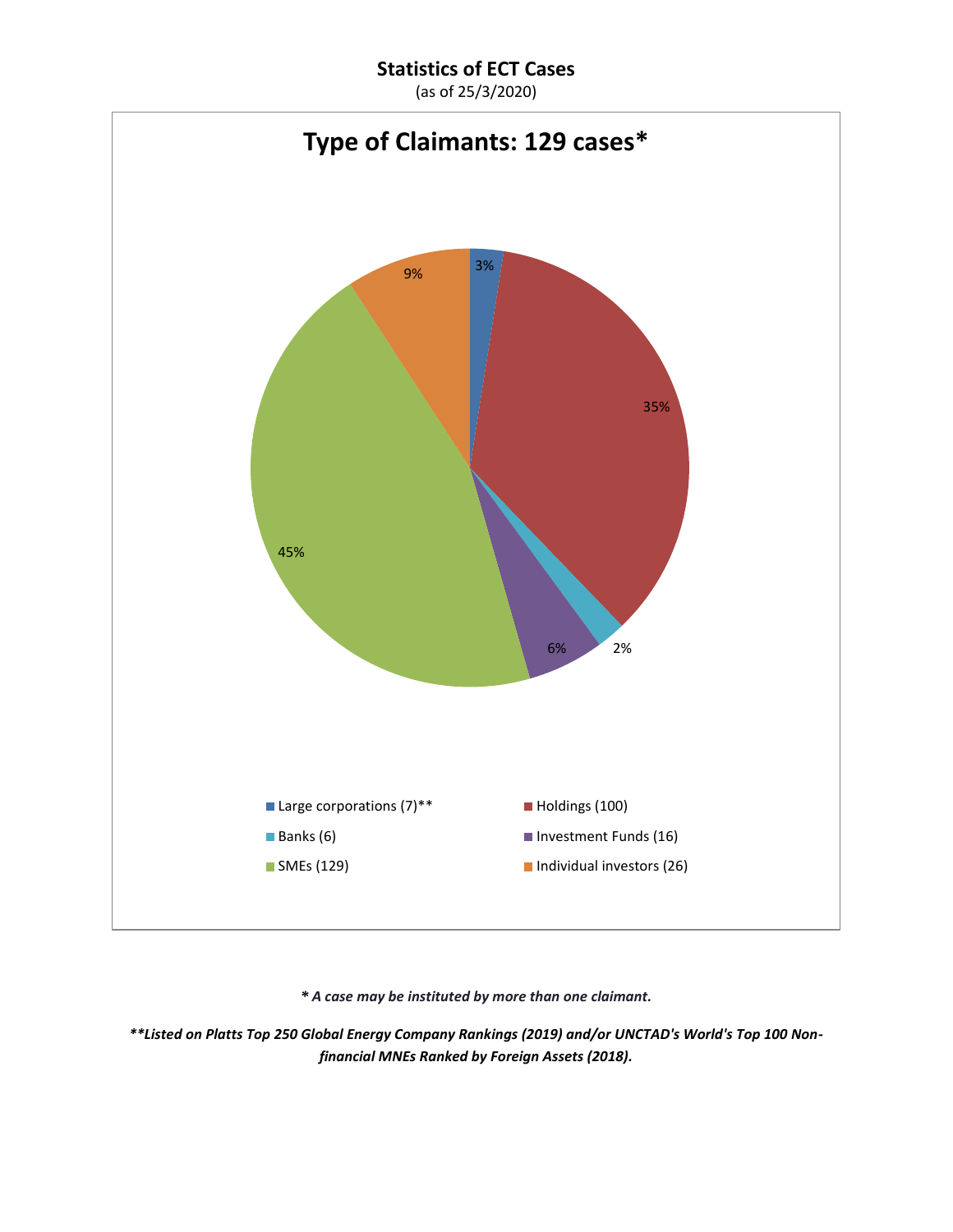## Statistics of ECT Cases

(as of 25/3/2020)

### Type of Claimants: 129 cases*

| Type of Claimant | Number | Share |
| --- | --- | --- |
| Large corporations (7)** | 7 | 3% |
| Holdings (100) | 100 | 35% |
| Banks (6) | 6 | 2% |
| Investment Funds (16) | 16 | 6% |
| SMEs (129) | 129 | 45% |
| Individual investors (26) | 26 | 9% |

***A case may be instituted by more than one claimant.***

***\*\*Listed on Platts Top 250 Global Energy Company Rankings (2019) and/or UNCTAD's World's Top 100 Non-financial MNEs Ranked by Foreign Assets (2018).***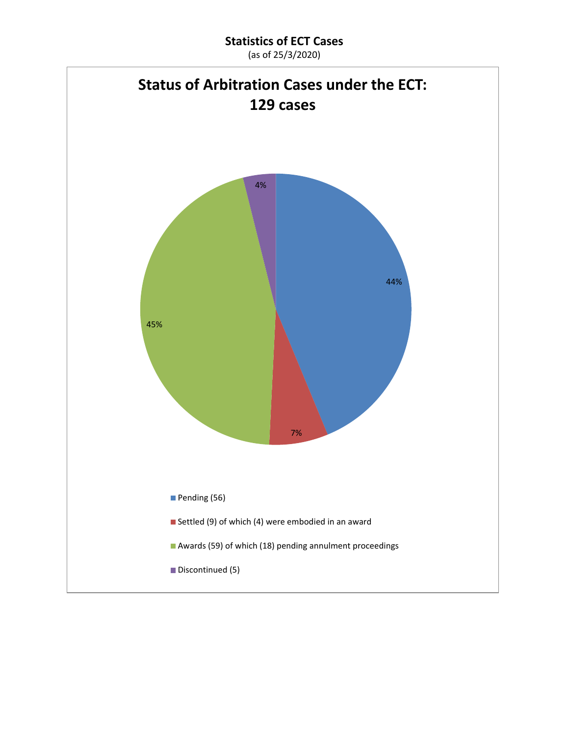**Statistics of ECT Cases**

(as of 25/3/2020)

## Status of Arbitration Cases under the ECT: 129 cases

44%

7%

45%

4%

- Pending (56)
- Settled (9) of which (4) were embodied in an award
- Awards (59) of which (18) pending annulment proceedings
- Discontinued (5)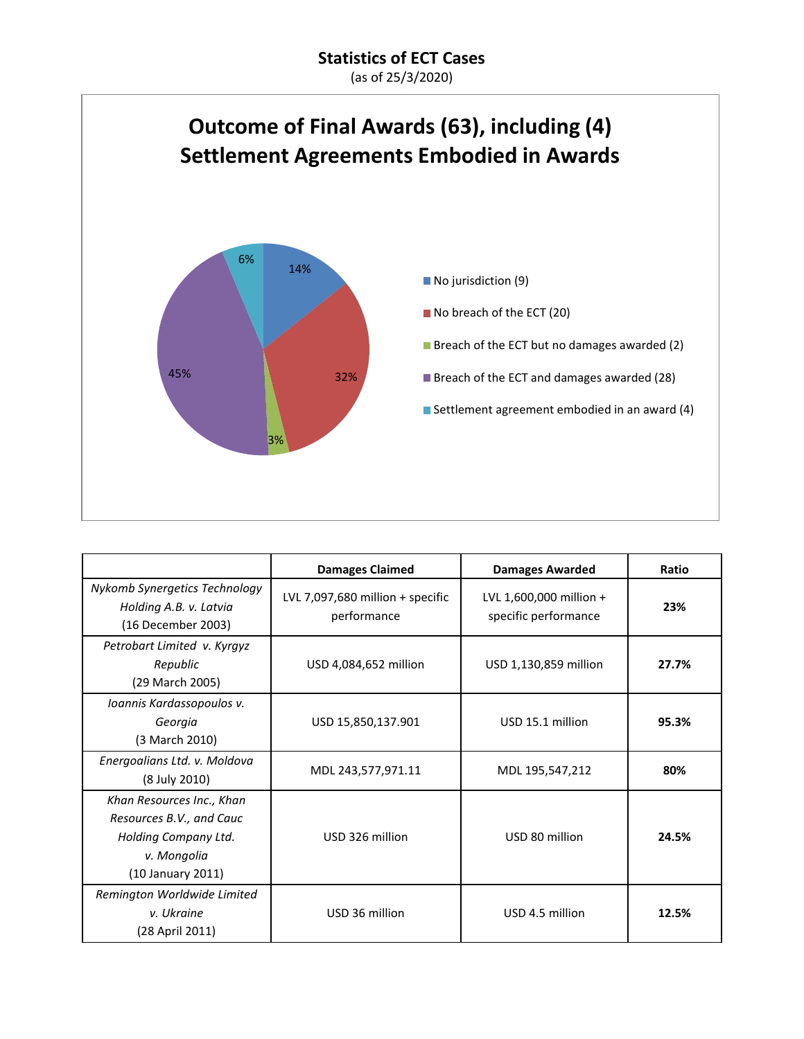## Statistics of ECT Cases

(as of 25/3/2020)

### Outcome of Final Awards (63), including (4) Settlement Agreements Embodied in Awards

- No jurisdiction (9) — 14%
- No breach of the ECT (20) — 32%
- Breach of the ECT but no damages awarded (2) — 3%
- Breach of the ECT and damages awarded (28) — 45%
- Settlement agreement embodied in an award (4) — 6%

| | **Damages Claimed** | **Damages Awarded** | **Ratio** |
|---|---|---|---|
| *Nykomb Synergetics Technology Holding A.B. v. Latvia* (16 December 2003) | LVL 7,097,680 million + specific performance | LVL 1,600,000 million + specific performance | **23%** |
| *Petrobart Limited v. Kyrgyz Republic* (29 March 2005) | USD 4,084,652 million | USD 1,130,859 million | **27.7%** |
| *Ioannis Kardassopoulos v. Georgia* (3 March 2010) | USD 15,850,137.901 | USD 15.1 million | **95.3%** |
| *Energoalians Ltd. v. Moldova* (8 July 2010) | MDL 243,577,971.11 | MDL 195,547,212 | **80%** |
| *Khan Resources Inc., Khan Resources B.V., and Cauc Holding Company Ltd. v. Mongolia* (10 January 2011) | USD 326 million | USD 80 million | **24.5%** |
| *Remington Worldwide Limited v. Ukraine* (28 April 2011) | USD 36 million | USD 4.5 million | **12.5%** |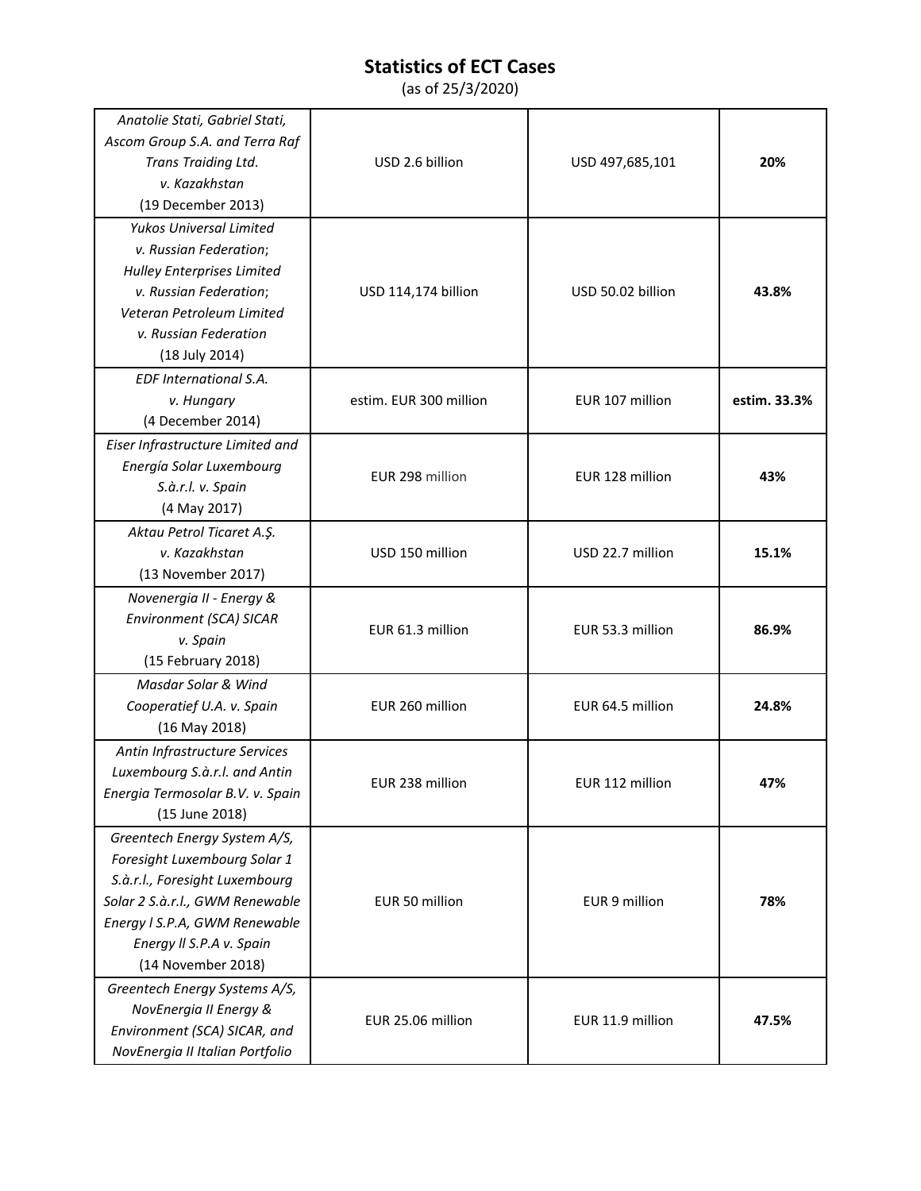## Statistics of ECT Cases

(as of 25/3/2020)

| | | | |
|---|---|---|---|
| *Anatolie Stati, Gabriel Stati, Ascom Group S.A. and Terra Raf Trans Traiding Ltd. v. Kazakhstan* (19 December 2013) | USD 2.6 billion | USD 497,685,101 | **20%** |
| *Yukos Universal Limited v. Russian Federation*; *Hulley Enterprises Limited v. Russian Federation*; *Veteran Petroleum Limited v. Russian Federation* (18 July 2014) | USD 114,174 billion | USD 50.02 billion | **43.8%** |
| *EDF International S.A. v. Hungary* (4 December 2014) | estim. EUR 300 million | EUR 107 million | **estim. 33.3%** |
| *Eiser Infrastructure Limited and Energía Solar Luxembourg S.à.r.l. v. Spain* (4 May 2017) | EUR 298 million | EUR 128 million | **43%** |
| *Aktau Petrol Ticaret A.Ş. v. Kazakhstan* (13 November 2017) | USD 150 million | USD 22.7 million | **15.1%** |
| *Novenergia II - Energy & Environment (SCA) SICAR v. Spain* (15 February 2018) | EUR 61.3 million | EUR 53.3 million | **86.9%** |
| *Masdar Solar & Wind Cooperatief U.A. v. Spain* (16 May 2018) | EUR 260 million | EUR 64.5 million | **24.8%** |
| *Antin Infrastructure Services Luxembourg S.à.r.l. and Antin Energia Termosolar B.V. v. Spain* (15 June 2018) | EUR 238 million | EUR 112 million | **47%** |
| *Greentech Energy System A/S, Foresight Luxembourg Solar 1 S.à.r.l., Foresight Luxembourg Solar 2 S.à.r.l., GWM Renewable Energy l S.P.A, GWM Renewable Energy ll S.P.A v. Spain* (14 November 2018) | EUR 50 million | EUR 9 million | **78%** |
| *Greentech Energy Systems A/S, NovEnergia II Energy & Environment (SCA) SICAR, and NovEnergia II Italian Portfolio* | EUR 25.06 million | EUR 11.9 million | **47.5%** |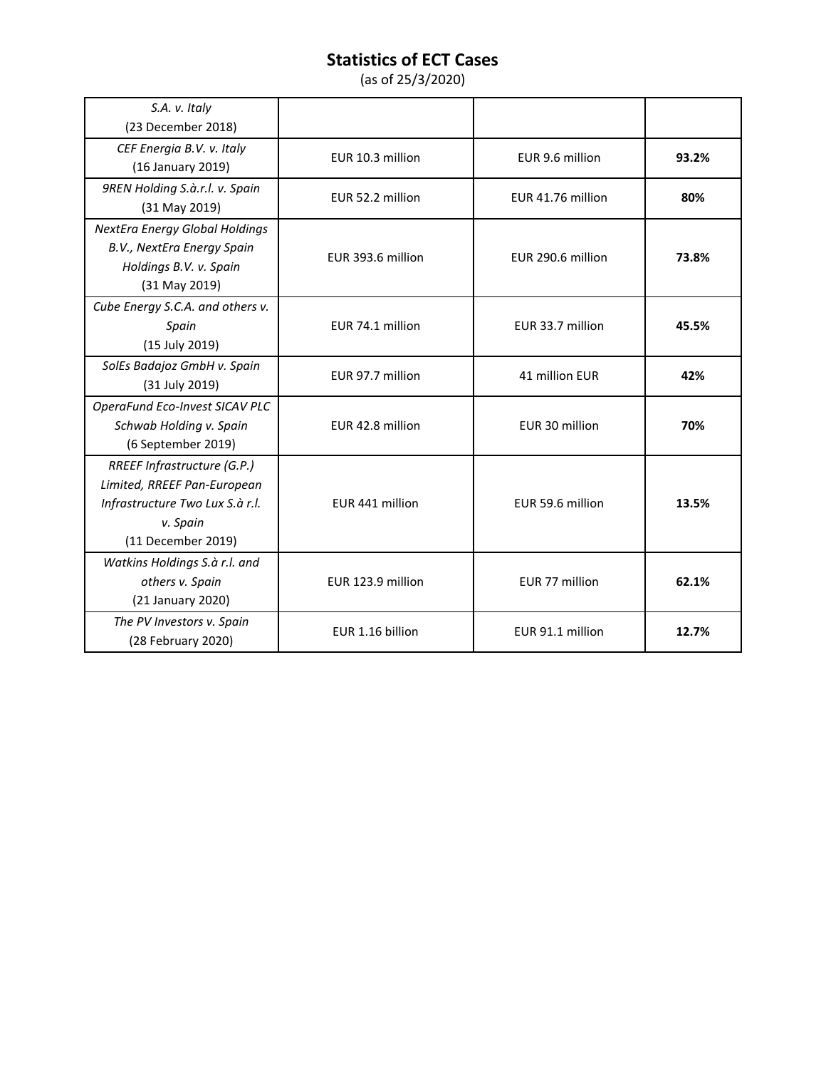## Statistics of ECT Cases

(as of 25/3/2020)

| | | | |
|---|---|---|---|
| *S.A. v. Italy* (23 December 2018) | | | |
| *CEF Energia B.V. v. Italy* (16 January 2019) | EUR 10.3 million | EUR 9.6 million | **93.2%** |
| *9REN Holding S.à.r.l. v. Spain* (31 May 2019) | EUR 52.2 million | EUR 41.76 million | **80%** |
| *NextEra Energy Global Holdings B.V., NextEra Energy Spain Holdings B.V. v. Spain* (31 May 2019) | EUR 393.6 million | EUR 290.6 million | **73.8%** |
| *Cube Energy S.C.A. and others v. Spain* (15 July 2019) | EUR 74.1 million | EUR 33.7 million | **45.5%** |
| *SolEs Badajoz GmbH v. Spain* (31 July 2019) | EUR 97.7 million | 41 million EUR | **42%** |
| *OperaFund Eco-Invest SICAV PLC Schwab Holding v. Spain* (6 September 2019) | EUR 42.8 million | EUR 30 million | **70%** |
| *RREEF Infrastructure (G.P.) Limited, RREEF Pan-European Infrastructure Two Lux S.à r.l. v. Spain* (11 December 2019) | EUR 441 million | EUR 59.6 million | **13.5%** |
| *Watkins Holdings S.à r.l. and others v. Spain* (21 January 2020) | EUR 123.9 million | EUR 77 million | **62.1%** |
| *The PV Investors v. Spain* (28 February 2020) | EUR 1.16 billion | EUR 91.1 million | **12.7%** |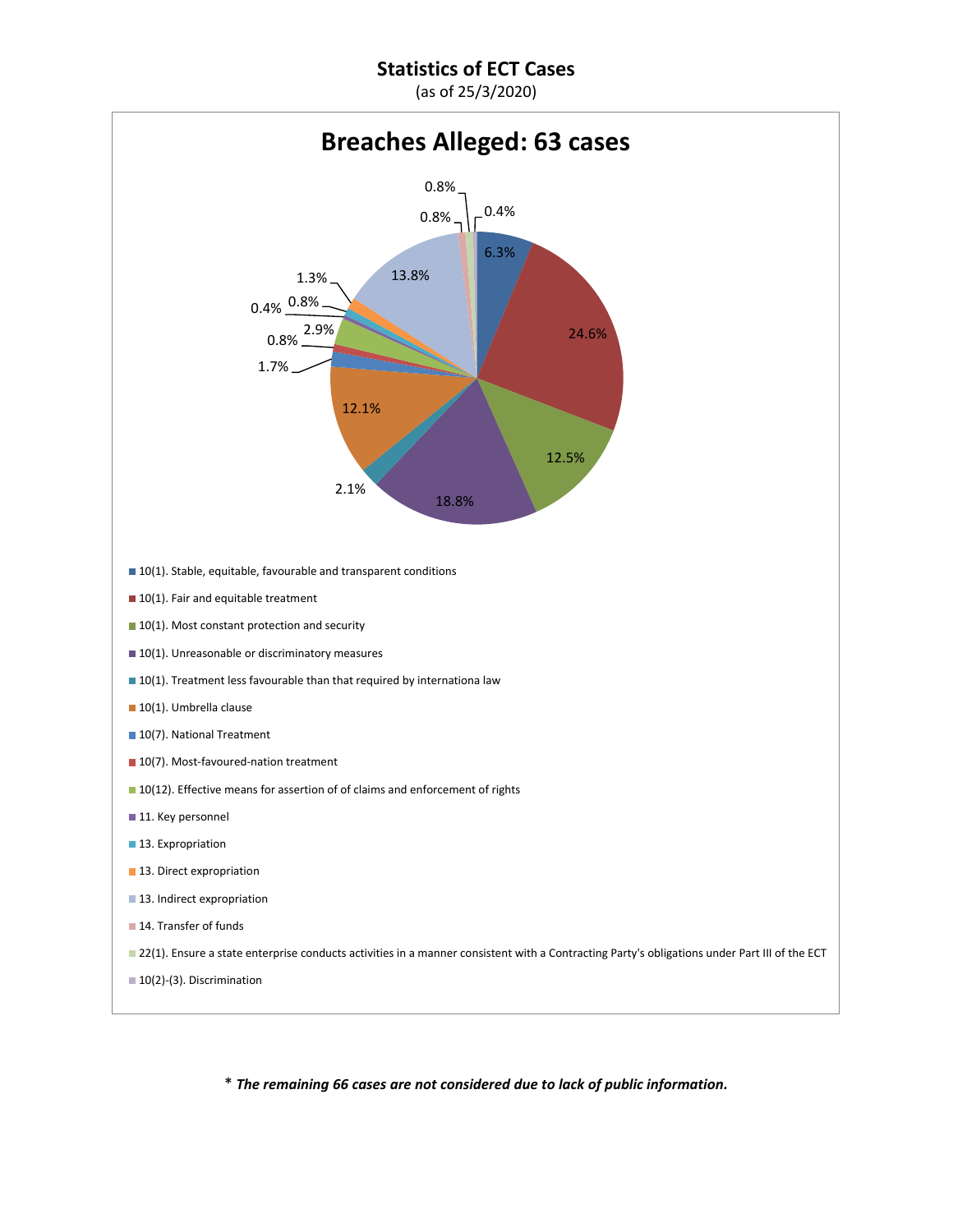# Statistics of ECT Cases

(as of 25/3/2020)

## Breaches Alleged: 63 cases

| Breach alleged | Share |
|---|---|
| 10(1). Stable, equitable, favourable and transparent conditions | 6.3% |
| 10(1). Fair and equitable treatment | 24.6% |
| 10(1). Most constant protection and security | 12.5% |
| 10(1). Unreasonable or discriminatory measures | 18.8% |
| 10(1). Treatment less favourable than that required by internationa law | 2.1% |
| 10(1). Umbrella clause | 12.1% |
| 10(7). National Treatment | 1.7% |
| 10(7). Most-favoured-nation treatment | 0.8% |
| 10(12). Effective means for assertion of of claims and enforcement of rights | 2.9% |
| 11. Key personnel | 0.4% |
| 13. Expropriation | 0.8% |
| 13. Direct expropriation | 1.3% |
| 13. Indirect expropriation | 13.8% |
| 14. Transfer of funds | 0.8% |
| 22(1). Ensure a state enterprise conducts activities in a manner consistent with a Contracting Party's obligations under Part III of the ECT | 0.8% |
| 10(2)-(3). Discrimination | 0.4% |

\* ***The remaining 66 cases are not considered due to lack of public information.***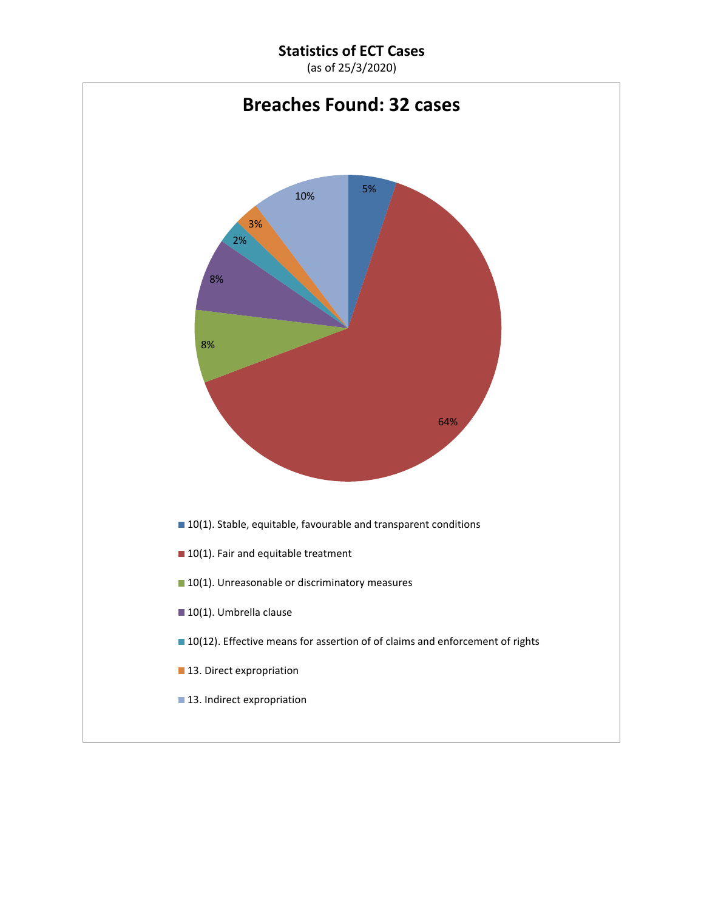**Statistics of ECT Cases**
(as of 25/3/2020)

## Breaches Found: 32 cases

| Breach | Share |
|---|---|
| 10(1). Stable, equitable, favourable and transparent conditions | 5% |
| 10(1). Fair and equitable treatment | 64% |
| 10(1). Unreasonable or discriminatory measures | 8% |
| 10(1). Umbrella clause | 8% |
| 10(12). Effective means for assertion of of claims and enforcement of rights | 2% |
| 13. Direct expropriation | 3% |
| 13. Indirect expropriation | 10% |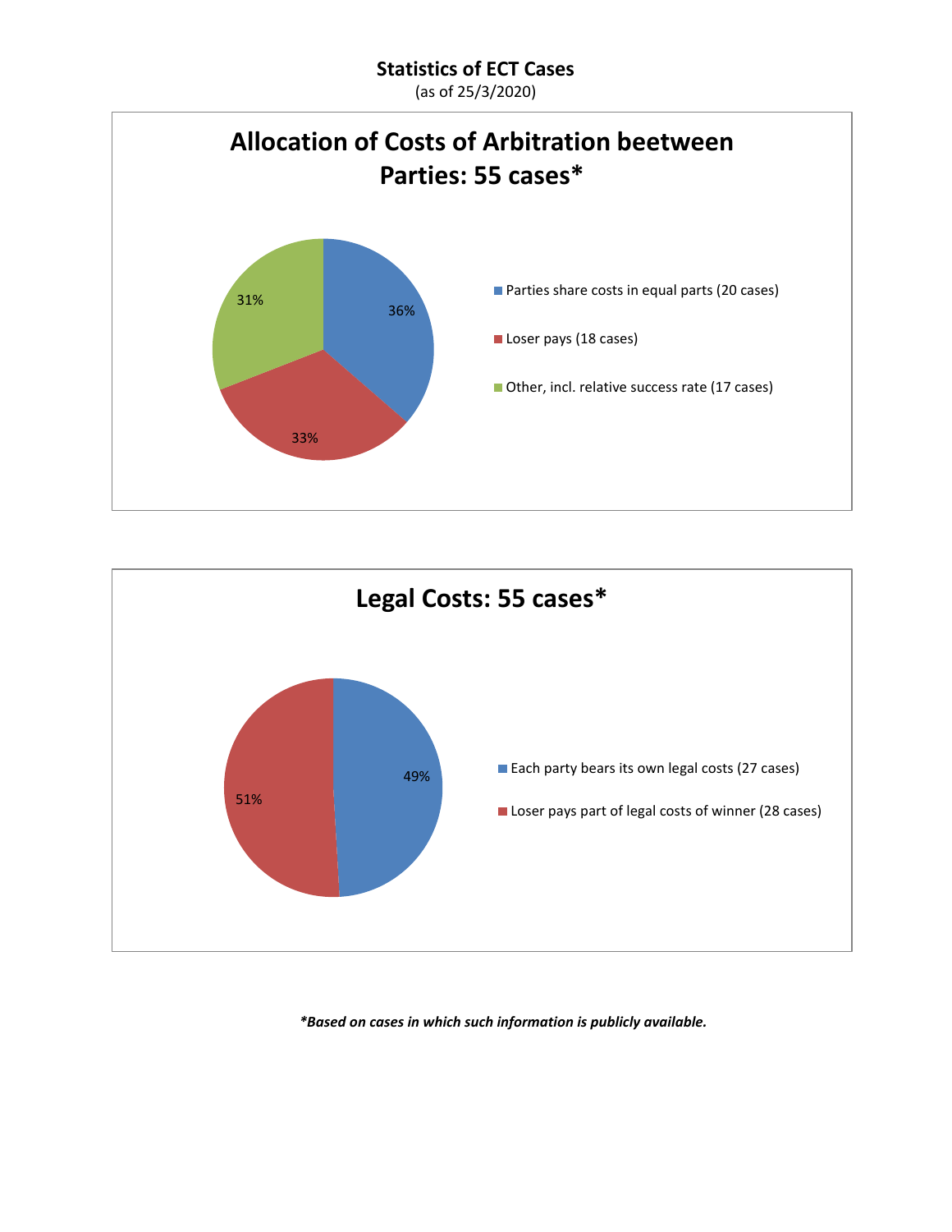**Statistics of ECT Cases**
(as of 25/3/2020)

## Allocation of Costs of Arbitration beetween Parties: 55 cases*

- Parties share costs in equal parts (20 cases) — 36%
- Loser pays (18 cases) — 33%
- Other, incl. relative success rate (17 cases) — 31%

## Legal Costs: 55 cases*

- Each party bears its own legal costs (27 cases) — 49%
- Loser pays part of legal costs of winner (28 cases) — 51%

***Based on cases in which such information is publicly available.***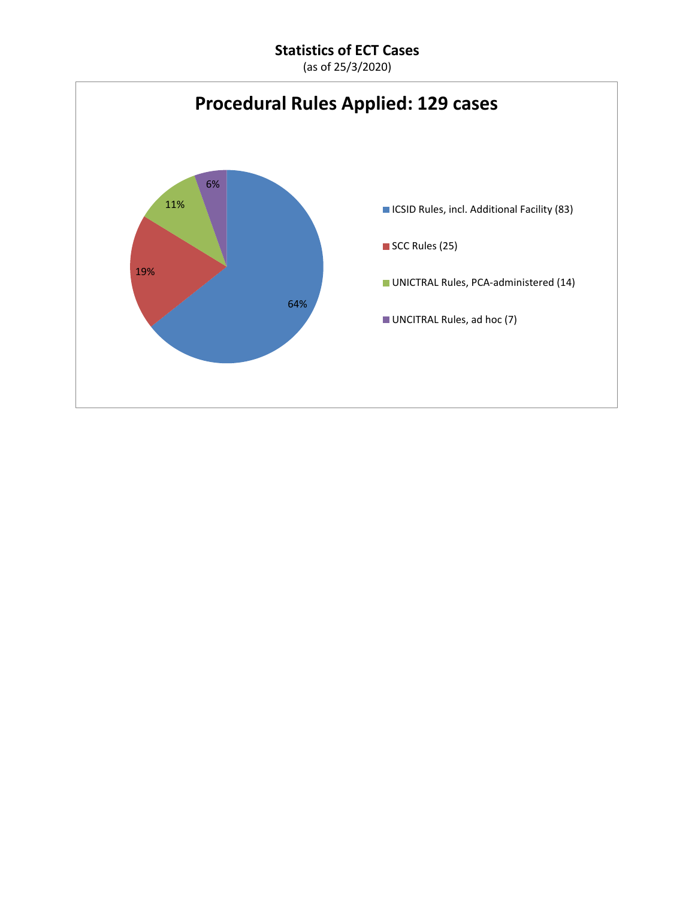**Statistics of ECT Cases**

(as of 25/3/2020)

## Procedural Rules Applied: 129 cases

| Procedural Rules | Cases | Share |
|---|---|---|
| ICSID Rules, incl. Additional Facility | 83 | 64% |
| SCC Rules | 25 | 19% |
| UNICTRAL Rules, PCA-administered | 14 | 11% |
| UNCITRAL Rules, ad hoc | 7 | 6% |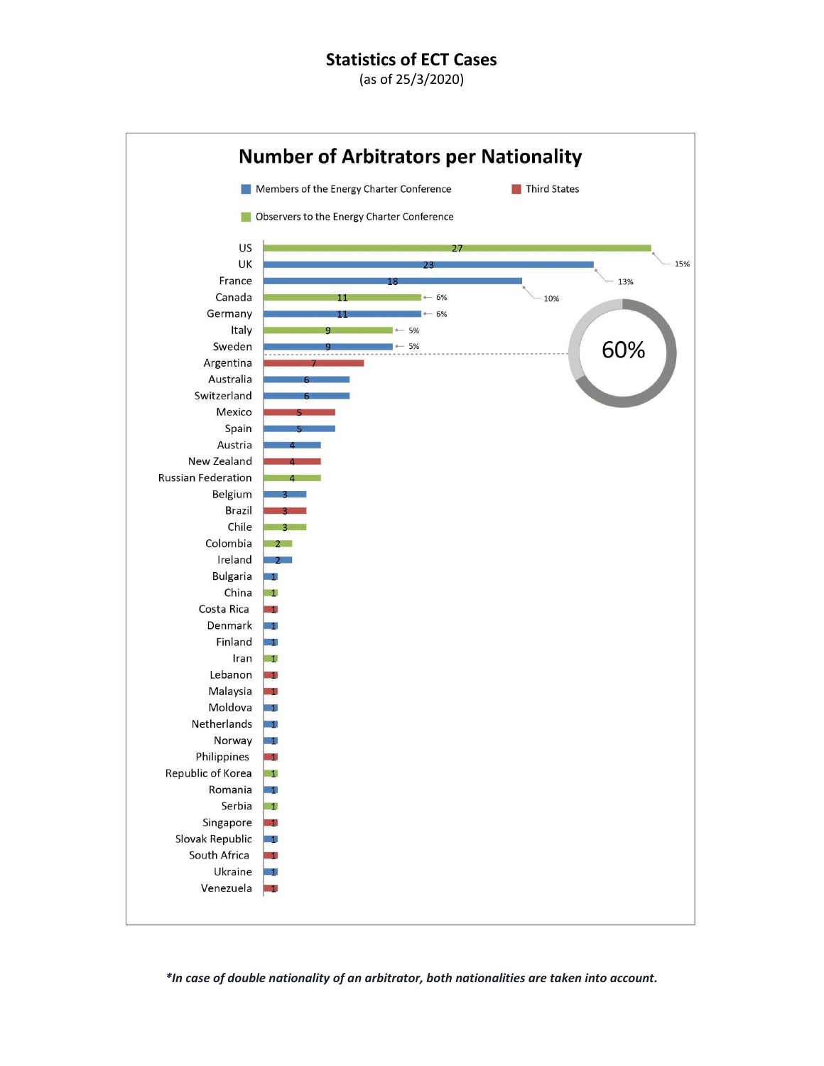## Statistics of ECT Cases

(as of 25/3/2020)

### Number of Arbitrators per Nationality

Legend: Members of the Energy Charter Conference (blue); Third States (red); Observers to the Energy Charter Conference (green)

| Nationality | Category | Number of Arbitrators | Share |
|---|---|---|---|
| US | Observers to the Energy Charter Conference | 27 | 15% |
| UK | Members of the Energy Charter Conference | 23 | 13% |
| France | Members of the Energy Charter Conference | 18 | 10% |
| Canada | Observers to the Energy Charter Conference | 11 | 6% |
| Germany | Members of the Energy Charter Conference | 11 | 6% |
| Italy | Observers to the Energy Charter Conference | 9 | 5% |
| Sweden | Members of the Energy Charter Conference | 9 | 5% |
| Argentina | Third States | 7 | |
| Australia | Members of the Energy Charter Conference | 6 | |
| Switzerland | Members of the Energy Charter Conference | 6 | |
| Mexico | Third States | 5 | |
| Spain | Members of the Energy Charter Conference | 5 | |
| Austria | Members of the Energy Charter Conference | 4 | |
| New Zealand | Third States | 4 | |
| Russian Federation | Observers to the Energy Charter Conference | 4 | |
| Belgium | Members of the Energy Charter Conference | 3 | |
| Brazil | Third States | 3 | |
| Chile | Observers to the Energy Charter Conference | 3 | |
| Colombia | Observers to the Energy Charter Conference | 2 | |
| Ireland | Members of the Energy Charter Conference | 2 | |
| Bulgaria | Members of the Energy Charter Conference | 1 | |
| China | Observers to the Energy Charter Conference | 1 | |
| Costa Rica | Third States | 1 | |
| Denmark | Members of the Energy Charter Conference | 1 | |
| Finland | Members of the Energy Charter Conference | 1 | |
| Iran | Observers to the Energy Charter Conference | 1 | |
| Lebanon | Third States | 1 | |
| Malaysia | Third States | 1 | |
| Moldova | Members of the Energy Charter Conference | 1 | |
| Netherlands | Members of the Energy Charter Conference | 1 | |
| Norway | Members of the Energy Charter Conference | 1 | |
| Philippines | Third States | 1 | |
| Republic of Korea | Observers to the Energy Charter Conference | 1 | |
| Romania | Members of the Energy Charter Conference | 1 | |
| Serbia | Observers to the Energy Charter Conference | 1 | |
| Singapore | Third States | 1 | |
| Slovak Republic | Members of the Energy Charter Conference | 1 | |
| South Africa | Third States | 1 | |
| Ukraine | Members of the Energy Charter Conference | 1 | |
| Venezuela | Third States | 1 | |

60% (US, UK, France, Canada, Germany, Italy, Sweden combined)

*\*In case of double nationality of an arbitrator, both nationalities are taken into account.*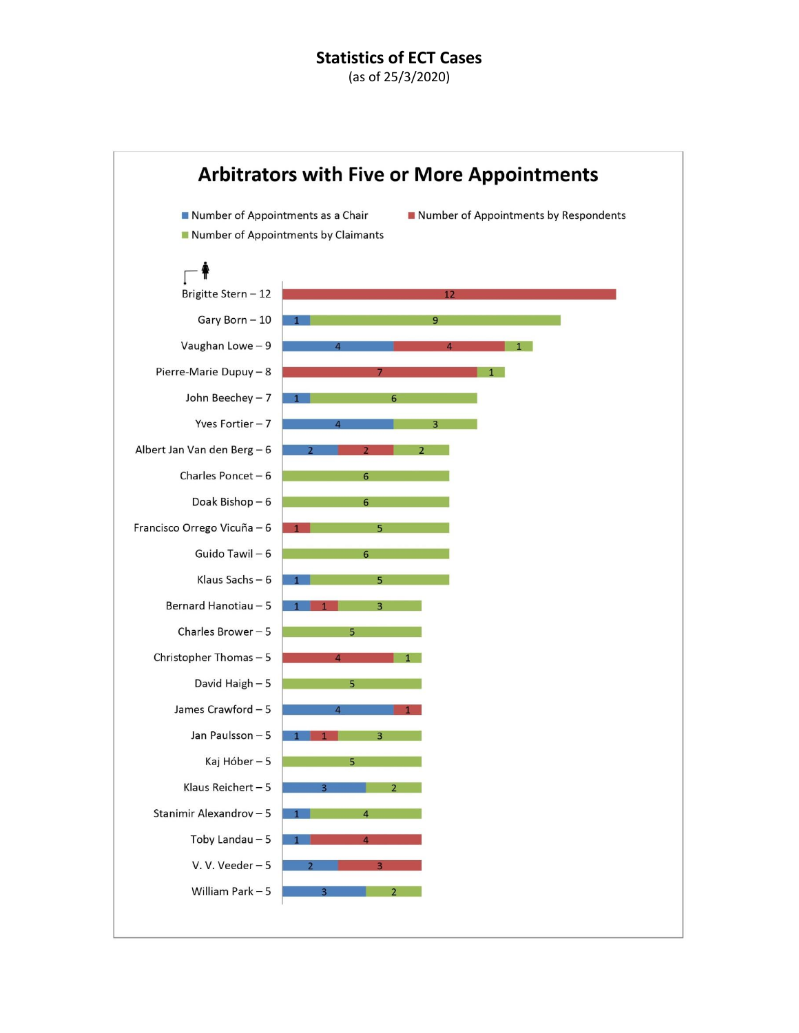# Statistics of ECT Cases

(as of 25/3/2020)

## Arbitrators with Five or More Appointments

Number of Appointments as a Chair
Number of Appointments by Respondents
Number of Appointments by Claimants

Brigitte Stern – 12
12

Gary Born – 10
1 9

Vaughan Lowe – 9
4 4 1

Pierre-Marie Dupuy – 8
7 1

John Beechey – 7
1 6

Yves Fortier – 7
4 3

Albert Jan Van den Berg – 6
2 2 2

Charles Poncet – 6
6

Doak Bishop – 6
6

Francisco Orrego Vicuña – 6
1 5

Guido Tawil – 6
6

Klaus Sachs – 6
1 5

Bernard Hanotiau – 5
1 1 3

Charles Brower – 5
5

Christopher Thomas – 5
4 1

David Haigh – 5
5

James Crawford – 5
4 1

Jan Paulsson – 5
1 1 3

Kaj Hóber – 5
5

Klaus Reichert – 5
3 2

Stanimir Alexandrov – 5
1 4

Toby Landau – 5
1 4

V. V. Veeder – 5
2 3

William Park – 5
3 2